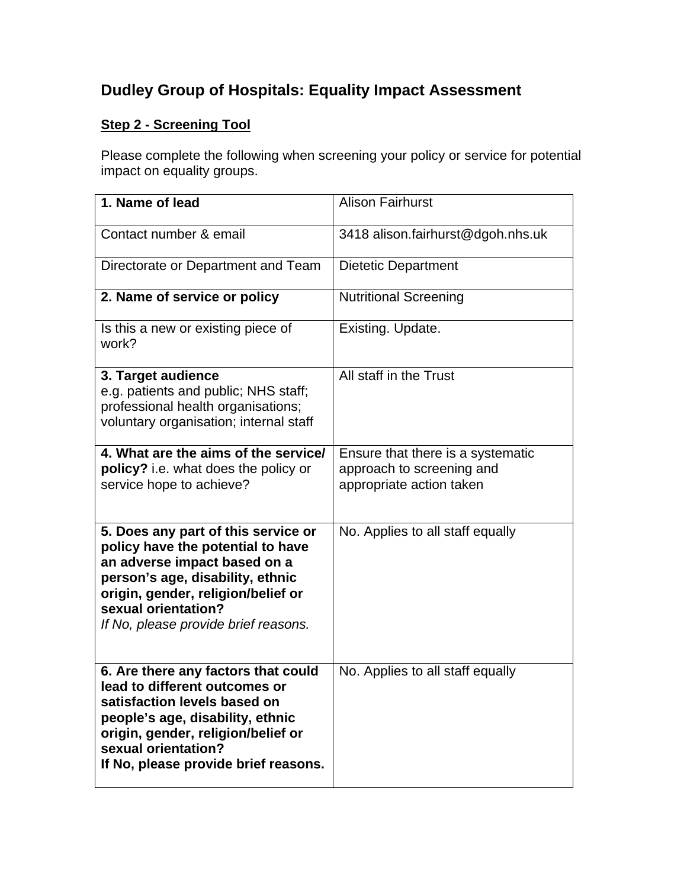# Dudley Group of Hospitals: Equality Impact Assessment

**Step 2 - Screening Tool**

Please complete the following when screening your policy or service for potential impact on equality groups.

| **1. Name of lead** | Alison Fairhurst |
|---|---|
| Contact number & email | 3418 alison.fairhurst@dgoh.nhs.uk |
| Directorate or Department and Team | Dietetic Department |
| **2. Name of service or policy** | Nutritional Screening |
| Is this a new or existing piece of work? | Existing. Update. |
| **3. Target audience** e.g. patients and public; NHS staff; professional health organisations; voluntary organisation; internal staff | All staff in the Trust |
| **4. What are the aims of the service/ policy?** i.e. what does the policy or service hope to achieve? | Ensure that there is a systematic approach to screening and appropriate action taken |
| **5. Does any part of this service or policy have the potential to have an adverse impact based on a person's age, disability, ethnic origin, gender, religion/belief or sexual orientation?** *If No, please provide brief reasons.* | No. Applies to all staff equally |
| **6. Are there any factors that could lead to different outcomes or satisfaction levels based on people's age, disability, ethnic origin, gender, religion/belief or sexual orientation? If No, please provide brief reasons.** | No. Applies to all staff equally |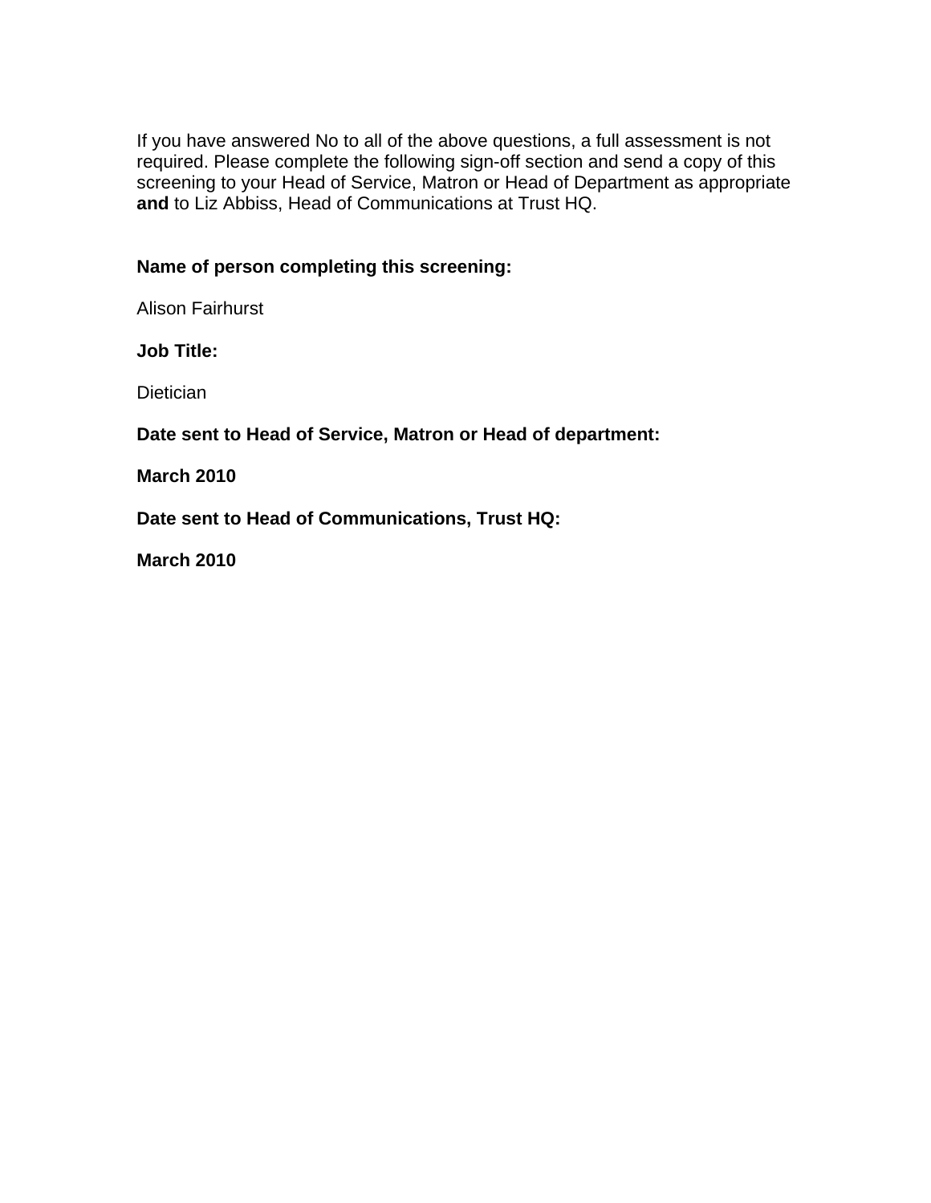If you have answered No to all of the above questions, a full assessment is not required. Please complete the following sign-off section and send a copy of this screening to your Head of Service, Matron or Head of Department as appropriate **and** to Liz Abbiss, Head of Communications at Trust HQ.

**Name of person completing this screening:**

Alison Fairhurst

**Job Title:**

Dietician

**Date sent to Head of Service, Matron or Head of department:**

**March 2010**

**Date sent to Head of Communications, Trust HQ:**

**March 2010**